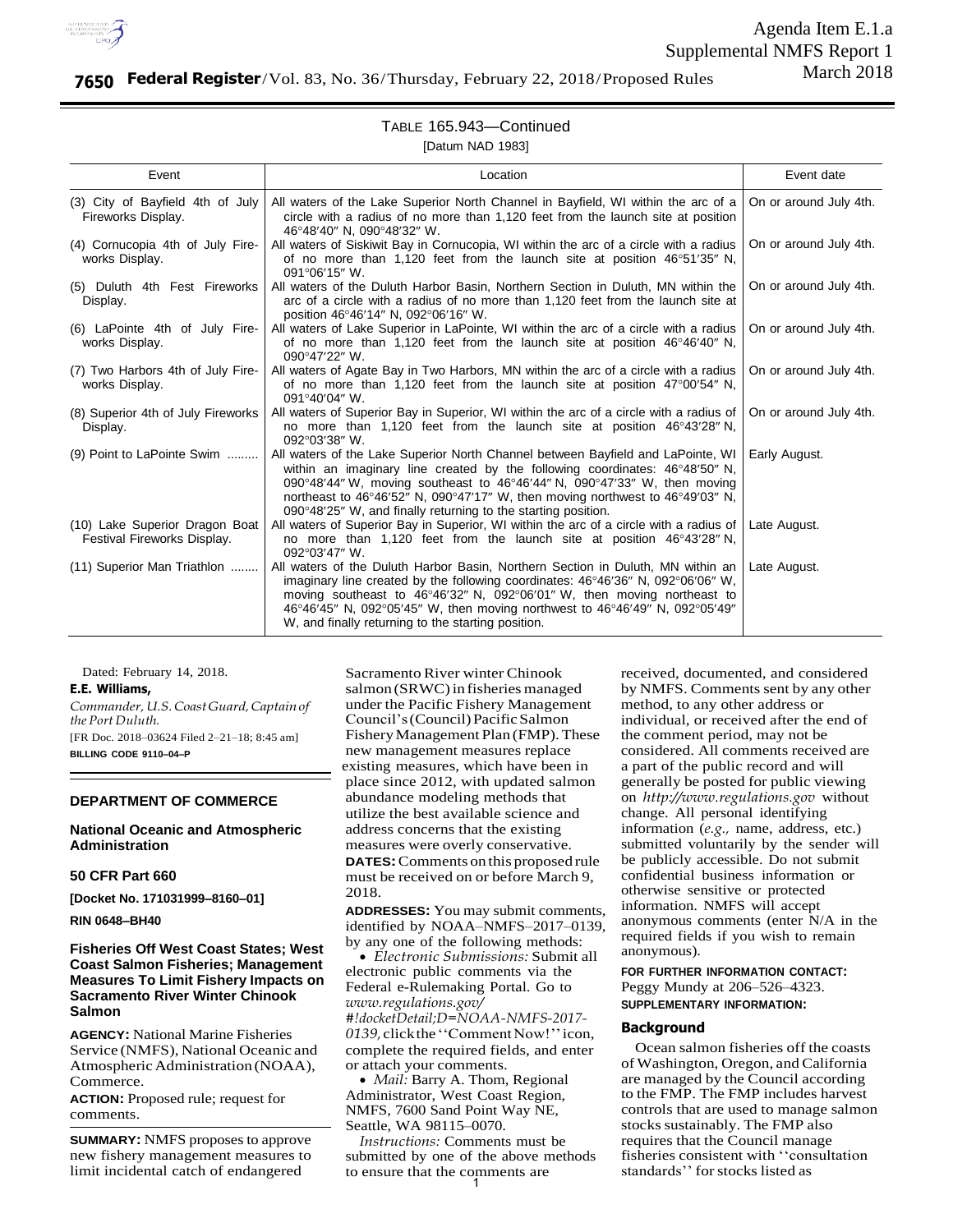Agenda Item E.1.a
Supplemental NMFS Report 1
March 2018

TABLE 165.943—Continued

[Datum NAD 1983]

| Event | Location | Event date |
|---|---|---|
| (3) City of Bayfield 4th of July Fireworks Display. | All waters of the Lake Superior North Channel in Bayfield, WI within the arc of a circle with a radius of no more than 1,120 feet from the launch site at position 46°48′40″ N, 090°48′32″ W. | On or around July 4th. |
| (4) Cornucopia 4th of July Fireworks Display. | All waters of Siskiwit Bay in Cornucopia, WI within the arc of a circle with a radius of no more than 1,120 feet from the launch site at position 46°51′35″ N, 091°06′15″ W. | On or around July 4th. |
| (5) Duluth 4th Fest Fireworks Display. | All waters of the Duluth Harbor Basin, Northern Section in Duluth, MN within the arc of a circle with a radius of no more than 1,120 feet from the launch site at position 46°46′14″ N, 092°06′16″ W. | On or around July 4th. |
| (6) LaPointe 4th of July Fireworks Display. | All waters of Lake Superior in LaPointe, WI within the arc of a circle with a radius of no more than 1,120 feet from the launch site at position 46°46′40″ N, 090°47′22″ W. | On or around July 4th. |
| (7) Two Harbors 4th of July Fireworks Display. | All waters of Agate Bay in Two Harbors, MN within the arc of a circle with a radius of no more than 1,120 feet from the launch site at position 47°00′54″ N, 091°40′04″ W. | On or around July 4th. |
| (8) Superior 4th of July Fireworks Display. | All waters of Superior Bay in Superior, WI within the arc of a circle with a radius of no more than 1,120 feet from the launch site at position 46°43′28″ N, 092°03′38″ W. | On or around July 4th. |
| (9) Point to LaPointe Swim ......... | All waters of the Lake Superior North Channel between Bayfield and LaPointe, WI within an imaginary line created by the following coordinates: 46°48′50″ N, 090°48′44″ W, moving southeast to 46°46′44″ N, 090°47′33″ W, then moving northeast to 46°46′52″ N, 090°47′17″ W, then moving northwest to 46°49′03″ N, 090°48′25″ W, and finally returning to the starting position. | Early August. |
| (10) Lake Superior Dragon Boat Festival Fireworks Display. | All waters of Superior Bay in Superior, WI within the arc of a circle with a radius of no more than 1,120 feet from the launch site at position 46°43′28″ N, 092°03′47″ W. | Late August. |
| (11) Superior Man Triathlon ........ | All waters of the Duluth Harbor Basin, Northern Section in Duluth, MN within an imaginary line created by the following coordinates: 46°46′36″ N, 092°06′06″ W, moving southeast to 46°46′32″ N, 092°06′01″ W, then moving northeast to 46°46′45″ N, 092°05′45″ W, then moving northwest to 46°46′49″ N, 092°05′49″ W, and finally returning to the starting position. | Late August. |

Dated: February 14, 2018.

**E.E. Williams,**

*Commander, U.S. Coast Guard, Captain of the Port Duluth.*

[FR Doc. 2018–03624 Filed 2–21–18; 8:45 am]

**BILLING CODE 9110–04–P**

## DEPARTMENT OF COMMERCE

### National Oceanic and Atmospheric Administration

### 50 CFR Part 660

**[Docket No. 171031999–8160–01]**

**RIN 0648–BH40**

### Fisheries Off West Coast States; West Coast Salmon Fisheries; Management Measures To Limit Fishery Impacts on Sacramento River Winter Chinook Salmon

**AGENCY:** National Marine Fisheries Service (NMFS), National Oceanic and Atmospheric Administration (NOAA), Commerce.

**ACTION:** Proposed rule; request for comments.

**SUMMARY:** NMFS proposes to approve new fishery management measures to limit incidental catch of endangered Sacramento River winter Chinook salmon (SRWC) in fisheries managed under the Pacific Fishery Management Council's (Council) Pacific Salmon Fishery Management Plan (FMP). These new management measures replace existing measures, which have been in place since 2012, with updated salmon abundance modeling methods that utilize the best available science and address concerns that the existing measures were overly conservative.

**DATES:** Comments on this proposed rule must be received on or before March 9, 2018.

**ADDRESSES:** You may submit comments, identified by NOAA–NMFS–2017–0139, by any one of the following methods:

- *Electronic Submissions:* Submit all electronic public comments via the Federal e-Rulemaking Portal. Go to *www.regulations.gov/#!docketDetail;D=NOAA-NMFS-2017-0139,* click the ''Comment Now!'' icon, complete the required fields, and enter or attach your comments.
- *Mail:* Barry A. Thom, Regional Administrator, West Coast Region, NMFS, 7600 Sand Point Way NE, Seattle, WA 98115–0070.

*Instructions:* Comments must be submitted by one of the above methods to ensure that the comments are received, documented, and considered by NMFS. Comments sent by any other method, to any other address or individual, or received after the end of the comment period, may not be considered. All comments received are a part of the public record and will generally be posted for public viewing on *http://www.regulations.gov* without change. All personal identifying information (*e.g.,* name, address, etc.) submitted voluntarily by the sender will be publicly accessible. Do not submit confidential business information or otherwise sensitive or protected information. NMFS will accept anonymous comments (enter N/A in the required fields if you wish to remain anonymous).

**FOR FURTHER INFORMATION CONTACT:** Peggy Mundy at 206–526–4323.

**SUPPLEMENTARY INFORMATION:**

### Background

Ocean salmon fisheries off the coasts of Washington, Oregon, and California are managed by the Council according to the FMP. The FMP includes harvest controls that are used to manage salmon stocks sustainably. The FMP also requires that the Council manage fisheries consistent with ''consultation standards'' for stocks listed as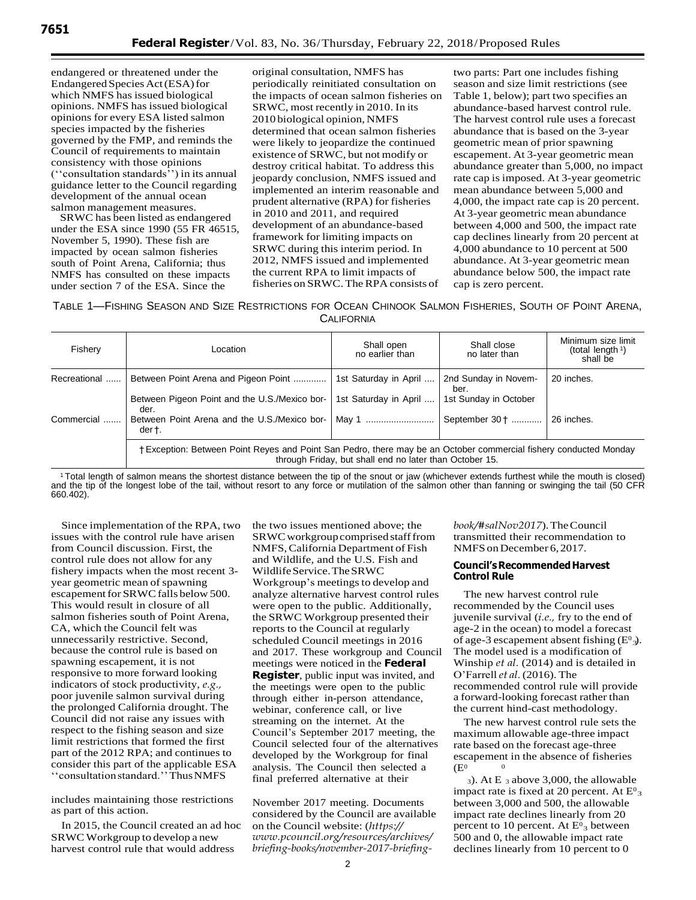endangered or threatened under the Endangered Species Act (ESA) for which NMFS has issued biological opinions. NMFS has issued biological opinions for every ESA listed salmon species impacted by the fisheries governed by the FMP, and reminds the Council of requirements to maintain consistency with those opinions (''consultation standards'') in its annual guidance letter to the Council regarding development of the annual ocean salmon management measures.

SRWC has been listed as endangered under the ESA since 1990 (55 FR 46515, November 5, 1990). These fish are impacted by ocean salmon fisheries south of Point Arena, California; thus NMFS has consulted on these impacts under section 7 of the ESA. Since the original consultation, NMFS has periodically reinitiated consultation on the impacts of ocean salmon fisheries on SRWC, most recently in 2010. In its 2010 biological opinion, NMFS determined that ocean salmon fisheries were likely to jeopardize the continued existence of SRWC, but not modify or destroy critical habitat. To address this jeopardy conclusion, NMFS issued and implemented an interim reasonable and prudent alternative (RPA) for fisheries in 2010 and 2011, and required development of an abundance-based framework for limiting impacts on SRWC during this interim period. In 2012, NMFS issued and implemented the current RPA to limit impacts of fisheries on SRWC. The RPA consists of two parts: Part one includes fishing season and size limit restrictions (see Table 1, below); part two specifies an abundance-based harvest control rule. The harvest control rule uses a forecast abundance that is based on the 3-year geometric mean of prior spawning escapement. At 3-year geometric mean abundance greater than 5,000, no impact rate cap is imposed. At 3-year geometric mean abundance between 5,000 and 4,000, the impact rate cap is 20 percent. At 3-year geometric mean abundance between 4,000 and 500, the impact rate cap declines linearly from 20 percent at 4,000 abundance to 10 percent at 500 abundance. At 3-year geometric mean abundance below 500, the impact rate cap is zero percent.

TABLE 1—FISHING SEASON AND SIZE RESTRICTIONS FOR OCEAN CHINOOK SALMON FISHERIES, SOUTH OF POINT ARENA, CALIFORNIA

| Fishery | Location | Shall open no earlier than | Shall close no later than | Minimum size limit (total length [1]) shall be |
|---|---|---|---|---|
| Recreational | Between Point Arena and Pigeon Point | 1st Saturday in April | 2nd Sunday in November. | 20 inches. |
| | Between Pigeon Point and the U.S./Mexico border. | 1st Saturday in April | 1st Sunday in October | |
| Commercial | Between Point Arena and the U.S./Mexico border †. | May 1 | September 30 † | 26 inches. |
| | † Exception: Between Point Reyes and Point San Pedro, there may be an October commercial fishery conducted Monday through Friday, but shall end no later than October 15. | | | |

[1] Total length of salmon means the shortest distance between the tip of the snout or jaw (whichever extends furthest while the mouth is closed) and the tip of the longest lobe of the tail, without resort to any force or mutilation of the salmon other than fanning or swinging the tail (50 CFR 660.402).

Since implementation of the RPA, two issues with the control rule have arisen from Council discussion. First, the control rule does not allow for any fishery impacts when the most recent 3-year geometric mean of spawning escapement for SRWC falls below 500. This would result in closure of all salmon fisheries south of Point Arena, CA, which the Council felt was unnecessarily restrictive. Second, because the control rule is based on spawning escapement, it is not responsive to more forward looking indicators of stock productivity, *e.g.,* poor juvenile salmon survival during the prolonged California drought. The Council did not raise any issues with respect to the fishing season and size limit restrictions that formed the first part of the 2012 RPA; and continues to consider this part of the applicable ESA ''consultation standard.'' Thus NMFS includes maintaining those restrictions as part of this action.

In 2015, the Council created an ad hoc SRWC Workgroup to develop a new harvest control rule that would address the two issues mentioned above; the SRWC workgroup comprised staff from NMFS, California Department of Fish and Wildlife, and the U.S. Fish and Wildlife Service. The SRWC Workgroup's meetings to develop and analyze alternative harvest control rules were open to the public. Additionally, the SRWC Workgroup presented their reports to the Council at regularly scheduled Council meetings in 2016 and 2017. These workgroup and Council meetings were noticed in the **Federal Register**, public input was invited, and the meetings were open to the public through either in-person attendance, webinar, conference call, or live streaming on the internet. At the Council's September 2017 meeting, the Council selected four of the alternatives developed by the Workgroup for final analysis. The Council then selected a final preferred alternative at their November 2017 meeting. Documents considered by the Council are available on the Council website: (*https://www.pcouncil.org/resources/archives/briefing-books/november-2017-briefing-book/#salNov2017*). The Council transmitted their recommendation to NMFS on December 6, 2017.

### Council's Recommended Harvest Control Rule

The new harvest control rule recommended by the Council uses juvenile survival (*i.e.,* fry to the end of age-2 in the ocean) to model a forecast of age-3 escapement absent fishing ($E^0_3$). The model used is a modification of Winship *et al.* (2014) and is detailed in O'Farrell *et al.* (2016). The recommended control rule will provide a forward-looking forecast rather than the current hind-cast methodology.

The new harvest control rule sets the maximum allowable age-three impact rate based on the forecast age-three escapement in the absence of fisheries ($E^0_3$). At $E^0_3$ above 3,000, the allowable impact rate is fixed at 20 percent. At $E^0_3$ between 3,000 and 500, the allowable impact rate declines linearly from 20 percent to 10 percent. At $E^0_3$ between 500 and 0, the allowable impact rate declines linearly from 10 percent to 0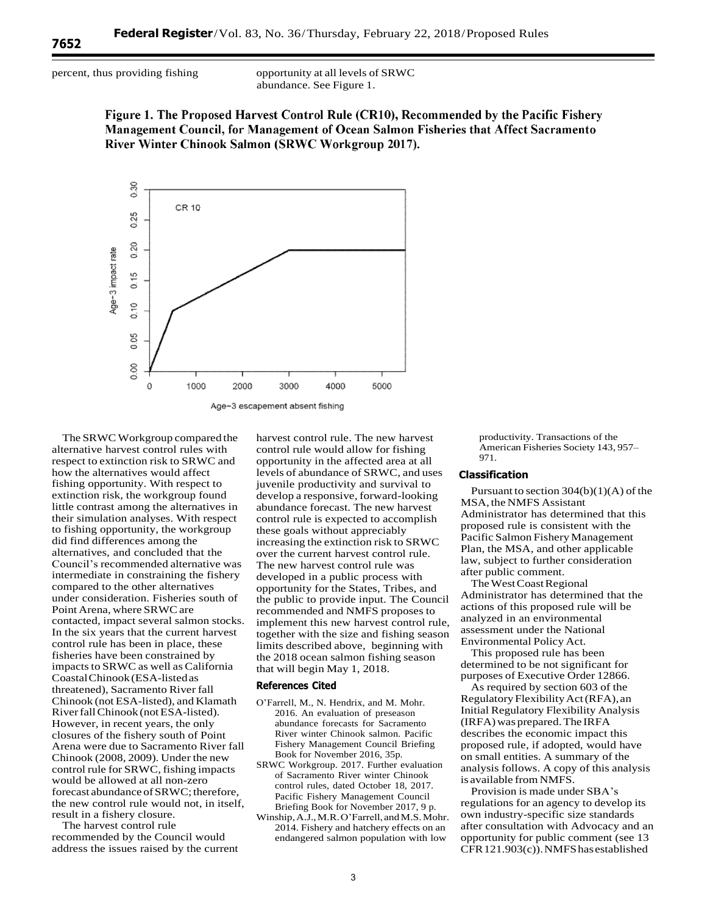percent, thus providing fishing opportunity at all levels of SRWC abundance. See Figure 1.

**Figure 1. The Proposed Harvest Control Rule (CR10), Recommended by the Pacific Fishery Management Council, for Management of Ocean Salmon Fisheries that Affect Sacramento River Winter Chinook Salmon (SRWC Workgroup 2017).**

The SRWC Workgroup compared the alternative harvest control rules with respect to extinction risk to SRWC and how the alternatives would affect fishing opportunity. With respect to extinction risk, the workgroup found little contrast among the alternatives in their simulation analyses. With respect to fishing opportunity, the workgroup did find differences among the alternatives, and concluded that the Council's recommended alternative was intermediate in constraining the fishery compared to the other alternatives under consideration. Fisheries south of Point Arena, where SRWC are contacted, impact several salmon stocks. In the six years that the current harvest control rule has been in place, these fisheries have been constrained by impacts to SRWC as well as California Coastal Chinook (ESA-listed as threatened), Sacramento River fall Chinook (not ESA-listed), and Klamath River fall Chinook (not ESA-listed). However, in recent years, the only closures of the fishery south of Point Arena were due to Sacramento River fall Chinook (2008, 2009). Under the new control rule for SRWC, fishing impacts would be allowed at all non-zero forecast abundance of SRWC; therefore, the new control rule would not, in itself, result in a fishery closure.

The harvest control rule recommended by the Council would address the issues raised by the current harvest control rule. The new harvest control rule would allow for fishing opportunity in the affected area at all levels of abundance of SRWC, and uses juvenile productivity and survival to develop a responsive, forward-looking abundance forecast. The new harvest control rule is expected to accomplish these goals without appreciably increasing the extinction risk to SRWC over the current harvest control rule. The new harvest control rule was developed in a public process with opportunity for the States, Tribes, and the public to provide input. The Council recommended and NMFS proposes to implement this new harvest control rule, together with the size and fishing season limits described above, beginning with the 2018 ocean salmon fishing season that will begin May 1, 2018.

## References Cited

O'Farrell, M., N. Hendrix, and M. Mohr. 2016. An evaluation of preseason abundance forecasts for Sacramento River winter Chinook salmon. Pacific Fishery Management Council Briefing Book for November 2016, 35p.

SRWC Workgroup. 2017. Further evaluation of Sacramento River winter Chinook control rules, dated October 18, 2017. Pacific Fishery Management Council Briefing Book for November 2017, 9 p.

Winship, A.J., M.R. O'Farrell, and M.S. Mohr. 2014. Fishery and hatchery effects on an endangered salmon population with low productivity. Transactions of the American Fisheries Society 143, 957–971.

## Classification

Pursuant to section 304(b)(1)(A) of the MSA, the NMFS Assistant Administrator has determined that this proposed rule is consistent with the Pacific Salmon Fishery Management Plan, the MSA, and other applicable law, subject to further consideration after public comment.

The West Coast Regional Administrator has determined that the actions of this proposed rule will be analyzed in an environmental assessment under the National Environmental Policy Act.

This proposed rule has been determined to be not significant for purposes of Executive Order 12866.

As required by section 603 of the Regulatory Flexibility Act (RFA), an Initial Regulatory Flexibility Analysis (IRFA) was prepared. The IRFA describes the economic impact this proposed rule, if adopted, would have on small entities. A summary of the analysis follows. A copy of this analysis is available from NMFS.

Provision is made under SBA's regulations for an agency to develop its own industry-specific size standards after consultation with Advocacy and an opportunity for public comment (see 13 CFR 121.903(c)). NMFS has established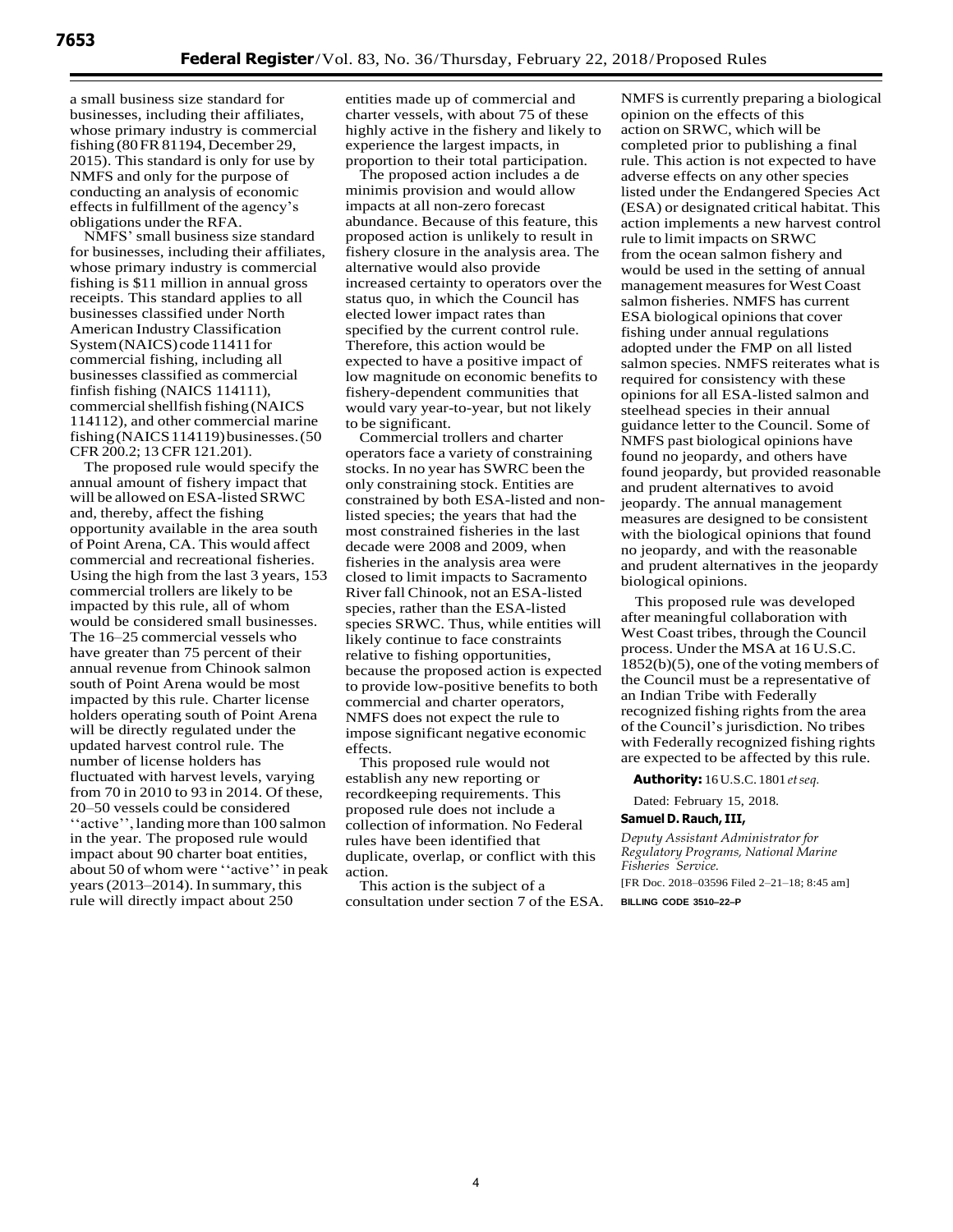a small business size standard for businesses, including their affiliates, whose primary industry is commercial fishing (80 FR 81194, December 29, 2015). This standard is only for use by NMFS and only for the purpose of conducting an analysis of economic effects in fulfillment of the agency's obligations under the RFA.

NMFS' small business size standard for businesses, including their affiliates, whose primary industry is commercial fishing is $11 million in annual gross receipts. This standard applies to all businesses classified under North American Industry Classification System (NAICS) code 11411 for commercial fishing, including all businesses classified as commercial finfish fishing (NAICS 114111), commercial shellfish fishing (NAICS 114112), and other commercial marine fishing (NAICS 114119) businesses. (50 CFR 200.2; 13 CFR 121.201).

The proposed rule would specify the annual amount of fishery impact that will be allowed on ESA-listed SRWC and, thereby, affect the fishing opportunity available in the area south of Point Arena, CA. This would affect commercial and recreational fisheries. Using the high from the last 3 years, 153 commercial trollers are likely to be impacted by this rule, all of whom would be considered small businesses. The 16–25 commercial vessels who have greater than 75 percent of their annual revenue from Chinook salmon south of Point Arena would be most impacted by this rule. Charter license holders operating south of Point Arena will be directly regulated under the updated harvest control rule. The number of license holders has fluctuated with harvest levels, varying from 70 in 2010 to 93 in 2014. Of these, 20–50 vessels could be considered ''active'', landing more than 100 salmon in the year. The proposed rule would impact about 90 charter boat entities, about 50 of whom were ''active'' in peak years (2013–2014). In summary, this rule will directly impact about 250 entities made up of commercial and charter vessels, with about 75 of these highly active in the fishery and likely to experience the largest impacts, in proportion to their total participation.

The proposed action includes a de minimis provision and would allow impacts at all non-zero forecast abundance. Because of this feature, this proposed action is unlikely to result in fishery closure in the analysis area. The alternative would also provide increased certainty to operators over the status quo, in which the Council has elected lower impact rates than specified by the current control rule. Therefore, this action would be expected to have a positive impact of low magnitude on economic benefits to fishery-dependent communities that would vary year-to-year, but not likely to be significant.

Commercial trollers and charter operators face a variety of constraining stocks. In no year has SWRC been the only constraining stock. Entities are constrained by both ESA-listed and non-listed species; the years that had the most constrained fisheries in the last decade were 2008 and 2009, when fisheries in the analysis area were closed to limit impacts to Sacramento River fall Chinook, not an ESA-listed species, rather than the ESA-listed species SRWC. Thus, while entities will likely continue to face constraints relative to fishing opportunities, because the proposed action is expected to provide low-positive benefits to both commercial and charter operators, NMFS does not expect the rule to impose significant negative economic effects.

This proposed rule would not establish any new reporting or recordkeeping requirements. This proposed rule does not include a collection of information. No Federal rules have been identified that duplicate, overlap, or conflict with this action.

This action is the subject of a consultation under section 7 of the ESA. NMFS is currently preparing a biological opinion on the effects of this action on SRWC, which will be completed prior to publishing a final rule. This action is not expected to have adverse effects on any other species listed under the Endangered Species Act (ESA) or designated critical habitat. This action implements a new harvest control rule to limit impacts on SRWC from the ocean salmon fishery and would be used in the setting of annual management measures for West Coast salmon fisheries. NMFS has current ESA biological opinions that cover fishing under annual regulations adopted under the FMP on all listed salmon species. NMFS reiterates what is required for consistency with these opinions for all ESA-listed salmon and steelhead species in their annual guidance letter to the Council. Some of NMFS past biological opinions have found no jeopardy, and others have found jeopardy, but provided reasonable and prudent alternatives to avoid jeopardy. The annual management measures are designed to be consistent with the biological opinions that found no jeopardy, and with the reasonable and prudent alternatives in the jeopardy biological opinions.

This proposed rule was developed after meaningful collaboration with West Coast tribes, through the Council process. Under the MSA at 16 U.S.C. 1852(b)(5), one of the voting members of the Council must be a representative of an Indian Tribe with Federally recognized fishing rights from the area of the Council's jurisdiction. No tribes with Federally recognized fishing rights are expected to be affected by this rule.

**Authority:** 16 U.S.C. 1801 *et seq.*

Dated: February 15, 2018.

**Samuel D. Rauch, III,**

*Deputy Assistant Administrator for Regulatory Programs, National Marine Fisheries Service.*

[FR Doc. 2018–03596 Filed 2–21–18; 8:45 am]

BILLING CODE 3510–22–P